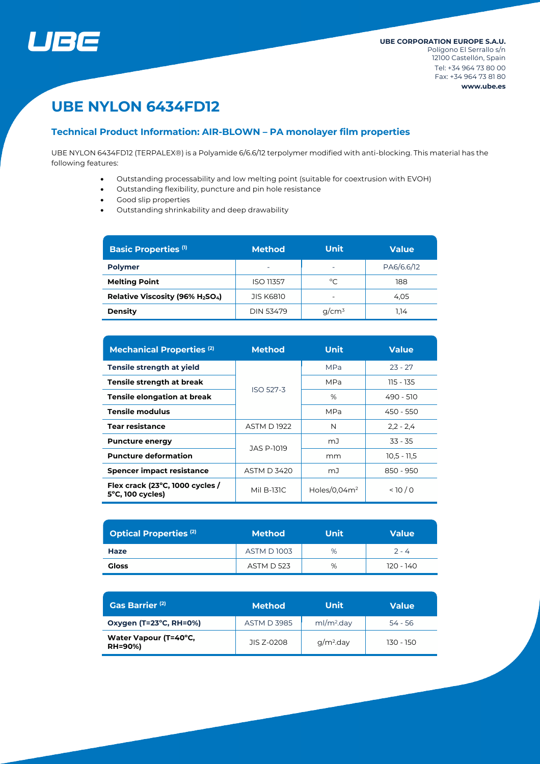UBE CORPORATION EUROPE S.A.U.
Polígono El Serrallo s/n
12100 Castellón, Spain
Tel: +34 964 73 80 00
Fax: +34 964 73 81 80
www.ube.es

# UBE NYLON 6434FD12

## Technical Product Information: AIR-BLOWN – PA monolayer film properties

UBE NYLON 6434FD12 (TERPALEX®) is a Polyamide 6/6.6/12 terpolymer modified with anti-blocking. This material has the following features:

- Outstanding processability and low melting point (suitable for coextrusion with EVOH)
- Outstanding flexibility, puncture and pin hole resistance
- Good slip properties
- Outstanding shrinkability and deep drawability

| Basic Properties [1] | Method | Unit | Value |
|---|---|---|---|
| **Polymer** | - | - | PA6/6.6/12 |
| **Melting Point** | ISO 11357 | °C | 188 |
| **Relative Viscosity (96% $H_2SO_4$)** | JIS K6810 | - | 4,05 |
| **Density** | DIN 53479 | g/cm³ | 1,14 |

| Mechanical Properties [2] | Method | Unit | Value |
|---|---|---|---|
| **Tensile strength at yield** | ISO 527-3 | MPa | 23 - 27 |
| **Tensile strength at break** | ISO 527-3 | MPa | 115 - 135 |
| **Tensile elongation at break** | ISO 527-3 | % | 490 - 510 |
| **Tensile modulus** | ISO 527-3 | MPa | 450 - 550 |
| **Tear resistance** | ASTM D 1922 | N | 2,2 - 2,4 |
| **Puncture energy** | JAS P-1019 | mJ | 33 - 35 |
| **Puncture deformation** | JAS P-1019 | mm | 10,5 - 11,5 |
| **Spencer impact resistance** | ASTM D 3420 | mJ | 850 - 950 |
| **Flex crack (23°C, 1000 cycles / 5°C, 100 cycles)** | Mil B-131C | Holes/0,04m² | < 10 / 0 |

| Optical Properties [2] | Method | Unit | Value |
|---|---|---|---|
| **Haze** | ASTM D 1003 | % | 2 - 4 |
| **Gloss** | ASTM D 523 | % | 120 - 140 |

| Gas Barrier [2] | Method | Unit | Value |
|---|---|---|---|
| **Oxygen (T=23°C, RH=0%)** | ASTM D 3985 | ml/m².day | 54 - 56 |
| **Water Vapour (T=40°C, RH=90%)** | JIS Z-0208 | g/m².day | 130 - 150 |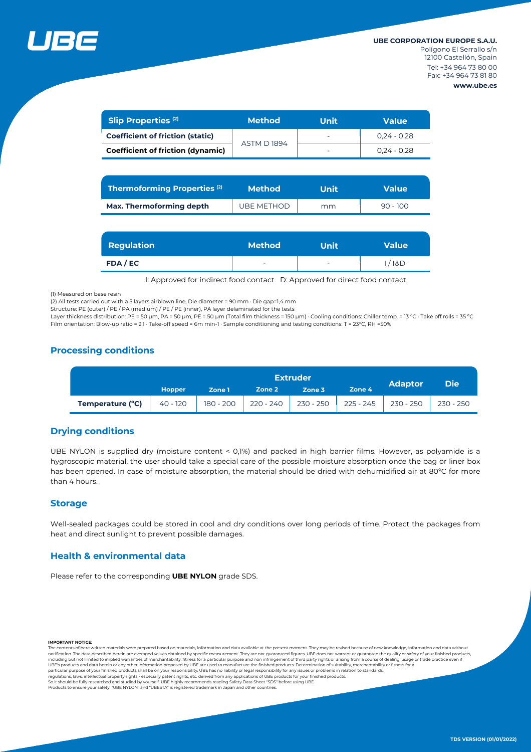UBE CORPORATION EUROPE S.A.U.
Polígono El Serrallo s/n
12100 Castellón, Spain
Tel: +34 964 73 80 00
Fax: +34 964 73 81 80
www.ube.es

| Slip Properties (2) | Method | Unit | Value |
|---|---|---|---|
| **Coefficient of friction (static)** | ASTM D 1894 | - | 0,24 - 0,28 |
| **Coefficient of friction (dynamic)** | | - | 0,24 - 0,28 |

| Thermoforming Properties (2) | Method | Unit | Value |
|---|---|---|---|
| **Max. Thermoforming depth** | UBE METHOD | mm | 90 - 100 |

| Regulation | Method | Unit | Value |
|---|---|---|---|
| **FDA / EC** | - | - | I / I&D |

I: Approved for indirect food contact D: Approved for direct food contact

(1) Measured on base resin
(2) All tests carried out with a 5 layers airblown line, Die diameter = 90 mm · Die gap=1,4 mm
Structure: PE (outer) / PE / PA (medium) / PE / PE (inner), PA layer delaminated for the tests
Layer thickness distribution: PE = 50 µm, PA = 50 µm, PE = 50 µm (Total film thickness = 150 µm) · Cooling conditions: Chiller temp. = 13 °C · Take off rolls = 35 °C
Film orientation: Blow-up ratio = 2,1 · Take-off speed = 6m min-1 · Sample conditioning and testing conditions: T = 23°C, RH =50%

## Processing conditions

| | Extruder | | | | | Adaptor | Die |
|---|---|---|---|---|---|---|---|
| | Hopper | Zone 1 | Zone 2 | Zone 3 | Zone 4 | | |
| **Temperature (°C)** | 40 - 120 | 180 - 200 | 220 - 240 | 230 - 250 | 225 - 245 | 230 - 250 | 230 - 250 |

## Drying conditions

UBE NYLON is supplied dry (moisture content < 0,1%) and packed in high barrier films. However, as polyamide is a hygroscopic material, the user should take a special care of the possible moisture absorption once the bag or liner box has been opened. In case of moisture absorption, the material should be dried with dehumidified air at 80°C for more than 4 hours.

## Storage

Well-sealed packages could be stored in cool and dry conditions over long periods of time. Protect the packages from heat and direct sunlight to prevent possible damages.

## Health & environmental data

Please refer to the corresponding **UBE NYLON** grade SDS.

**IMPORTANT NOTICE:**
The contents of here written materials were prepared based on materials, information and data available at the present moment. They may be revised because of new knowledge, information and data without notification. The data described herein are averaged values obtained by specific measurement. They are not guaranteed figures. UBE does not warrant or guarantee the quality or safety of your finished products, including but not limited to implied warranties of merchantability, fitness for a particular purpose and non infringement of third party rights or arising from a course of dealing, usage or trade practice even if UBE's products and data herein or any other information proposed by UBE are used to manufacture the finished products. Determination of suitability, merchantability or fitness for a particular purpose of your finished products shall be on your responsibility. UBE has no liability or legal responsibility for any issues or problems in relation to standards, regulations, laws, intellectual property rights - especially patent rights, etc. derived from any applications of UBE products for your finished products. So it should be fully researched and studied by yourself. UBE highly recommends reading Safety Data Sheet "SDS" before using UBE Products to ensure your safety. "UBE NYLON" and "UBESTA" is registered trademark in Japan and other countries.

TDS VERSION (01/01/2022)